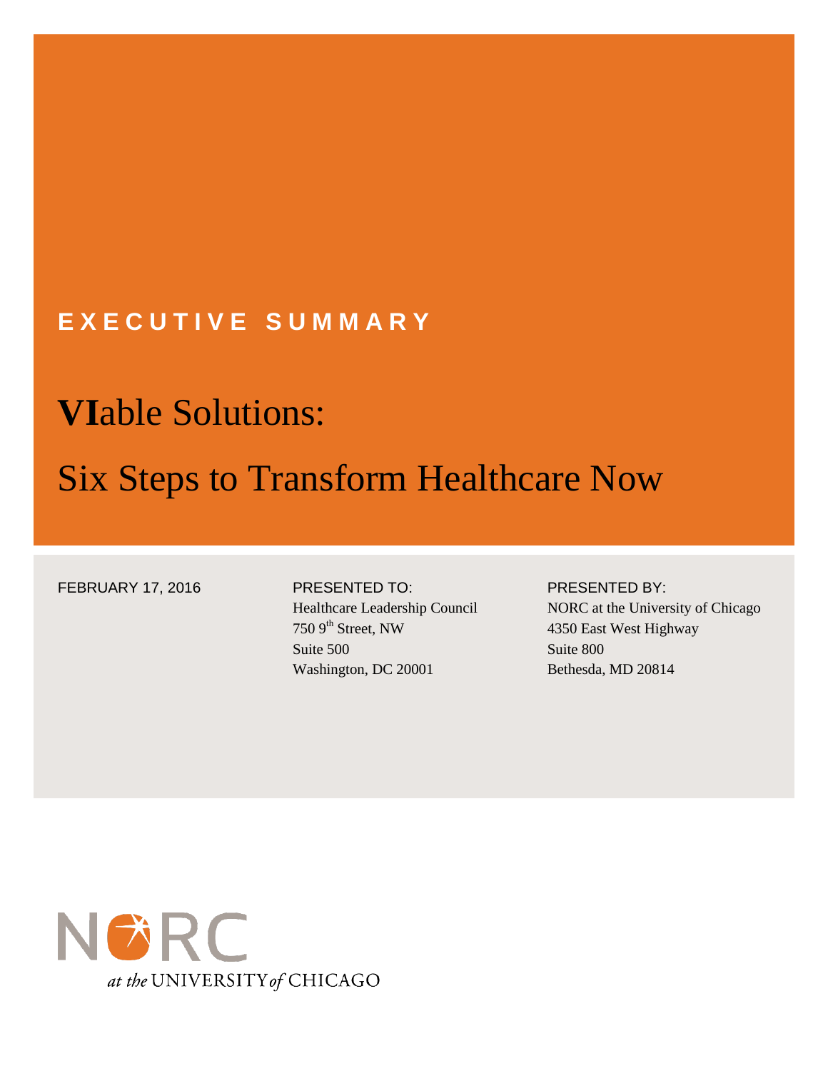EXECUTIVE SUMMARY

# **VI**able Solutions:

# Six Steps to Transform Healthcare Now

FEBRUARY 17, 2016

PRESENTED TO:
Healthcare Leadership Council
750 9th Street, NW
Suite 500
Washington, DC 20001

PRESENTED BY:
NORC at the University of Chicago
4350 East West Highway
Suite 800
Bethesda, MD 20814

NORC *at the* UNIVERSITY *of* CHICAGO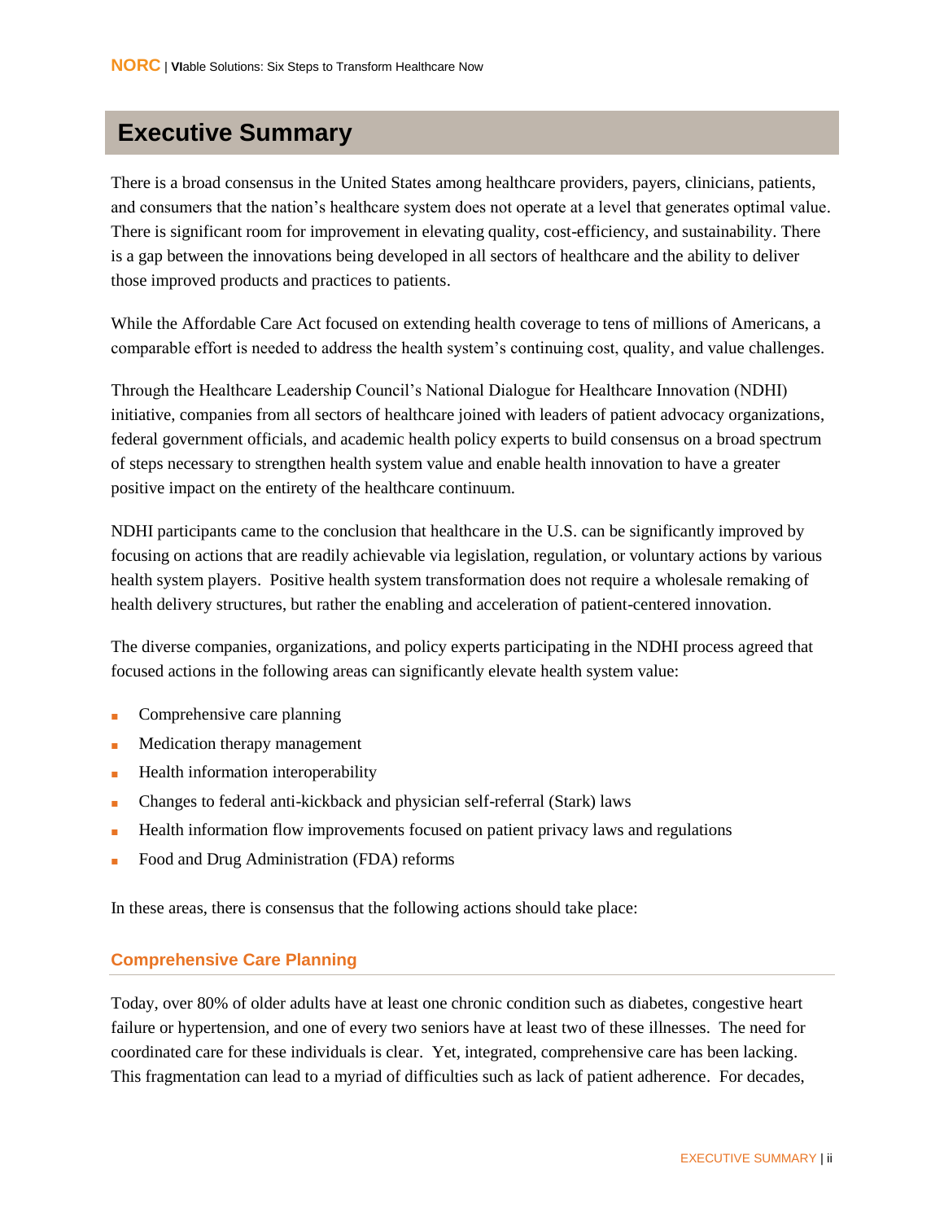# Executive Summary

There is a broad consensus in the United States among healthcare providers, payers, clinicians, patients, and consumers that the nation's healthcare system does not operate at a level that generates optimal value. There is significant room for improvement in elevating quality, cost-efficiency, and sustainability. There is a gap between the innovations being developed in all sectors of healthcare and the ability to deliver those improved products and practices to patients.

While the Affordable Care Act focused on extending health coverage to tens of millions of Americans, a comparable effort is needed to address the health system's continuing cost, quality, and value challenges.

Through the Healthcare Leadership Council's National Dialogue for Healthcare Innovation (NDHI) initiative, companies from all sectors of healthcare joined with leaders of patient advocacy organizations, federal government officials, and academic health policy experts to build consensus on a broad spectrum of steps necessary to strengthen health system value and enable health innovation to have a greater positive impact on the entirety of the healthcare continuum.

NDHI participants came to the conclusion that healthcare in the U.S. can be significantly improved by focusing on actions that are readily achievable via legislation, regulation, or voluntary actions by various health system players. Positive health system transformation does not require a wholesale remaking of health delivery structures, but rather the enabling and acceleration of patient-centered innovation.

The diverse companies, organizations, and policy experts participating in the NDHI process agreed that focused actions in the following areas can significantly elevate health system value:

- Comprehensive care planning
- Medication therapy management
- Health information interoperability
- Changes to federal anti-kickback and physician self-referral (Stark) laws
- Health information flow improvements focused on patient privacy laws and regulations
- Food and Drug Administration (FDA) reforms

In these areas, there is consensus that the following actions should take place:

## Comprehensive Care Planning

Today, over 80% of older adults have at least one chronic condition such as diabetes, congestive heart failure or hypertension, and one of every two seniors have at least two of these illnesses. The need for coordinated care for these individuals is clear. Yet, integrated, comprehensive care has been lacking. This fragmentation can lead to a myriad of difficulties such as lack of patient adherence. For decades,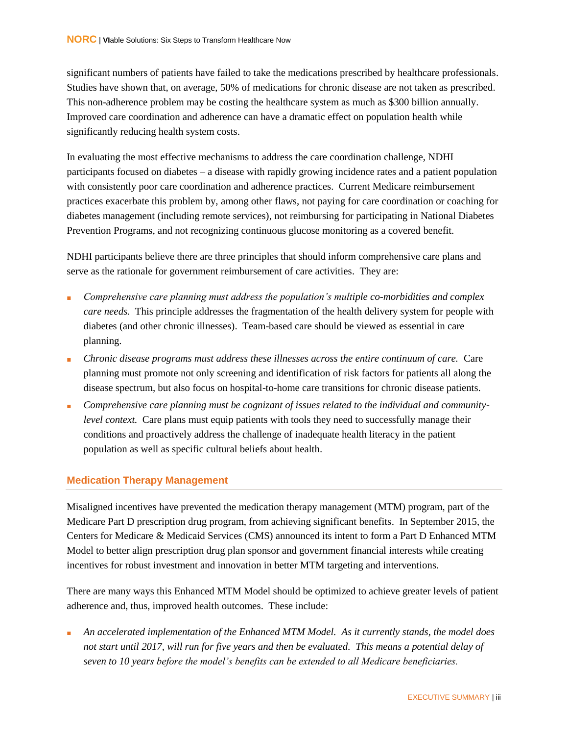significant numbers of patients have failed to take the medications prescribed by healthcare professionals. Studies have shown that, on average, 50% of medications for chronic disease are not taken as prescribed. This non-adherence problem may be costing the healthcare system as much as $300 billion annually. Improved care coordination and adherence can have a dramatic effect on population health while significantly reducing health system costs.

In evaluating the most effective mechanisms to address the care coordination challenge, NDHI participants focused on diabetes – a disease with rapidly growing incidence rates and a patient population with consistently poor care coordination and adherence practices. Current Medicare reimbursement practices exacerbate this problem by, among other flaws, not paying for care coordination or coaching for diabetes management (including remote services), not reimbursing for participating in National Diabetes Prevention Programs, and not recognizing continuous glucose monitoring as a covered benefit.

NDHI participants believe there are three principles that should inform comprehensive care plans and serve as the rationale for government reimbursement of care activities. They are:

- *Comprehensive care planning must address the population's multiple co-morbidities and complex care needs.* This principle addresses the fragmentation of the health delivery system for people with diabetes (and other chronic illnesses). Team-based care should be viewed as essential in care planning.
- *Chronic disease programs must address these illnesses across the entire continuum of care.* Care planning must promote not only screening and identification of risk factors for patients all along the disease spectrum, but also focus on hospital-to-home care transitions for chronic disease patients.
- *Comprehensive care planning must be cognizant of issues related to the individual and community-level context.* Care plans must equip patients with tools they need to successfully manage their conditions and proactively address the challenge of inadequate health literacy in the patient population as well as specific cultural beliefs about health.

## Medication Therapy Management

Misaligned incentives have prevented the medication therapy management (MTM) program, part of the Medicare Part D prescription drug program, from achieving significant benefits. In September 2015, the Centers for Medicare & Medicaid Services (CMS) announced its intent to form a Part D Enhanced MTM Model to better align prescription drug plan sponsor and government financial interests while creating incentives for robust investment and innovation in better MTM targeting and interventions.

There are many ways this Enhanced MTM Model should be optimized to achieve greater levels of patient adherence and, thus, improved health outcomes. These include:

- *An accelerated implementation of the Enhanced MTM Model. As it currently stands, the model does not start until 2017, will run for five years and then be evaluated. This means a potential delay of seven to 10 years before the model's benefits can be extended to all Medicare beneficiaries.*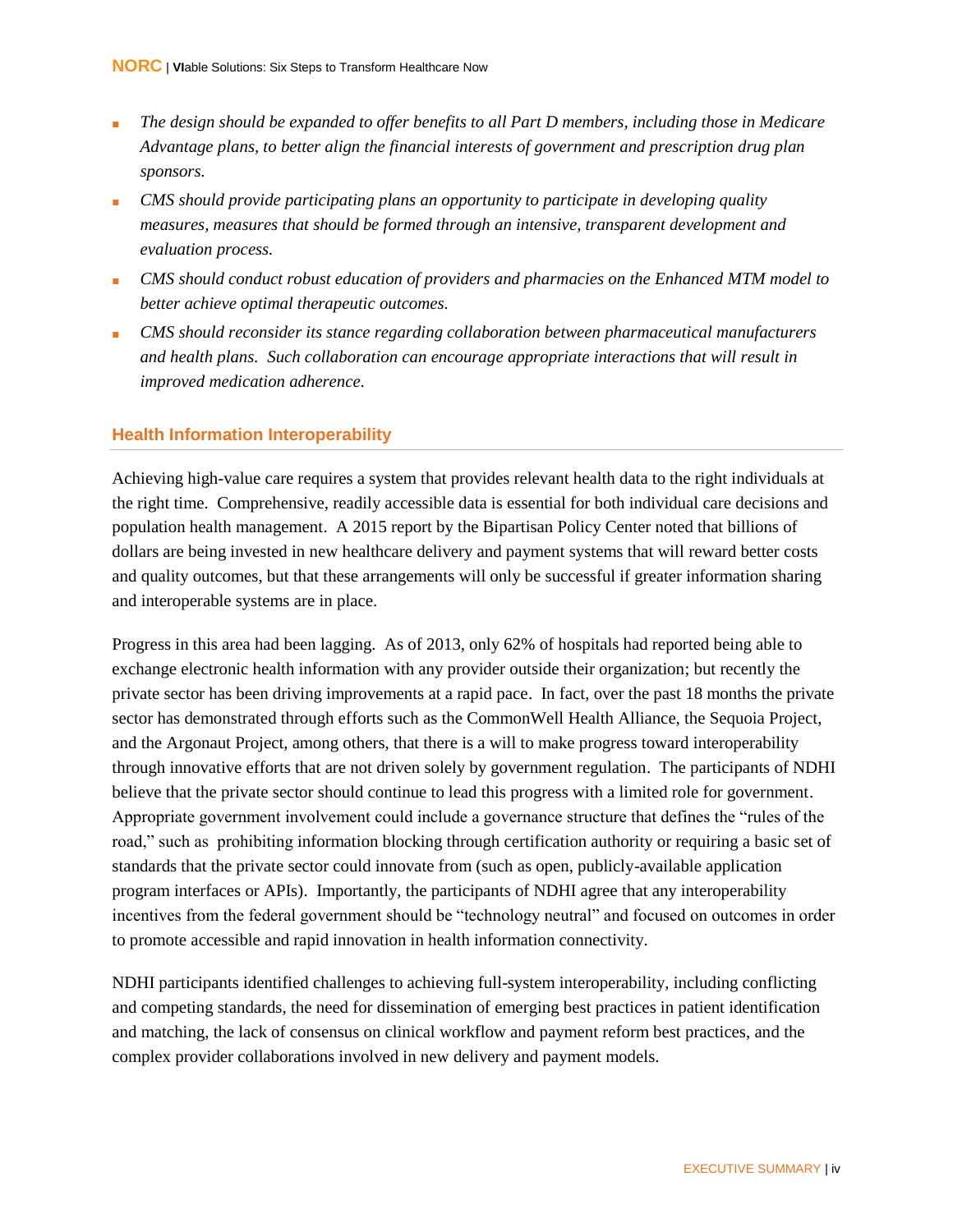- *The design should be expanded to offer benefits to all Part D members, including those in Medicare Advantage plans, to better align the financial interests of government and prescription drug plan sponsors.*
- *CMS should provide participating plans an opportunity to participate in developing quality measures, measures that should be formed through an intensive, transparent development and evaluation process.*
- *CMS should conduct robust education of providers and pharmacies on the Enhanced MTM model to better achieve optimal therapeutic outcomes.*
- *CMS should reconsider its stance regarding collaboration between pharmaceutical manufacturers and health plans. Such collaboration can encourage appropriate interactions that will result in improved medication adherence.*

### Health Information Interoperability

Achieving high-value care requires a system that provides relevant health data to the right individuals at the right time. Comprehensive, readily accessible data is essential for both individual care decisions and population health management. A 2015 report by the Bipartisan Policy Center noted that billions of dollars are being invested in new healthcare delivery and payment systems that will reward better costs and quality outcomes, but that these arrangements will only be successful if greater information sharing and interoperable systems are in place.

Progress in this area had been lagging. As of 2013, only 62% of hospitals had reported being able to exchange electronic health information with any provider outside their organization; but recently the private sector has been driving improvements at a rapid pace. In fact, over the past 18 months the private sector has demonstrated through efforts such as the CommonWell Health Alliance, the Sequoia Project, and the Argonaut Project, among others, that there is a will to make progress toward interoperability through innovative efforts that are not driven solely by government regulation. The participants of NDHI believe that the private sector should continue to lead this progress with a limited role for government. Appropriate government involvement could include a governance structure that defines the "rules of the road," such as prohibiting information blocking through certification authority or requiring a basic set of standards that the private sector could innovate from (such as open, publicly-available application program interfaces or APIs). Importantly, the participants of NDHI agree that any interoperability incentives from the federal government should be "technology neutral" and focused on outcomes in order to promote accessible and rapid innovation in health information connectivity.

NDHI participants identified challenges to achieving full-system interoperability, including conflicting and competing standards, the need for dissemination of emerging best practices in patient identification and matching, the lack of consensus on clinical workflow and payment reform best practices, and the complex provider collaborations involved in new delivery and payment models.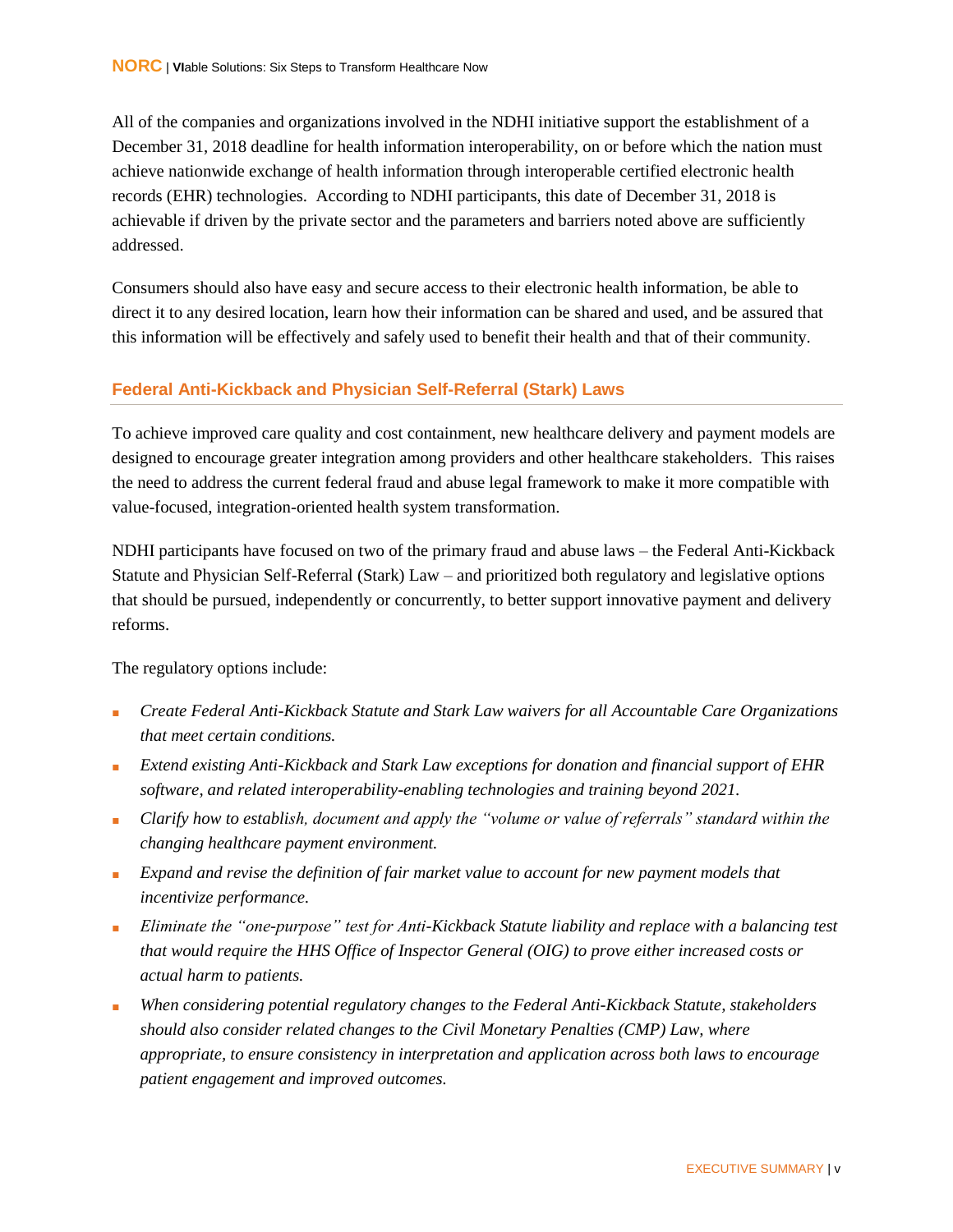All of the companies and organizations involved in the NDHI initiative support the establishment of a December 31, 2018 deadline for health information interoperability, on or before which the nation must achieve nationwide exchange of health information through interoperable certified electronic health records (EHR) technologies. According to NDHI participants, this date of December 31, 2018 is achievable if driven by the private sector and the parameters and barriers noted above are sufficiently addressed.

Consumers should also have easy and secure access to their electronic health information, be able to direct it to any desired location, learn how their information can be shared and used, and be assured that this information will be effectively and safely used to benefit their health and that of their community.

## Federal Anti-Kickback and Physician Self-Referral (Stark) Laws

To achieve improved care quality and cost containment, new healthcare delivery and payment models are designed to encourage greater integration among providers and other healthcare stakeholders. This raises the need to address the current federal fraud and abuse legal framework to make it more compatible with value-focused, integration-oriented health system transformation.

NDHI participants have focused on two of the primary fraud and abuse laws – the Federal Anti-Kickback Statute and Physician Self-Referral (Stark) Law – and prioritized both regulatory and legislative options that should be pursued, independently or concurrently, to better support innovative payment and delivery reforms.

The regulatory options include:

- *Create Federal Anti-Kickback Statute and Stark Law waivers for all Accountable Care Organizations that meet certain conditions.*
- *Extend existing Anti-Kickback and Stark Law exceptions for donation and financial support of EHR software, and related interoperability-enabling technologies and training beyond 2021.*
- *Clarify how to establish, document and apply the "volume or value of referrals" standard within the changing healthcare payment environment.*
- *Expand and revise the definition of fair market value to account for new payment models that incentivize performance.*
- *Eliminate the "one-purpose" test for Anti-Kickback Statute liability and replace with a balancing test that would require the HHS Office of Inspector General (OIG) to prove either increased costs or actual harm to patients.*
- *When considering potential regulatory changes to the Federal Anti-Kickback Statute, stakeholders should also consider related changes to the Civil Monetary Penalties (CMP) Law, where appropriate, to ensure consistency in interpretation and application across both laws to encourage patient engagement and improved outcomes.*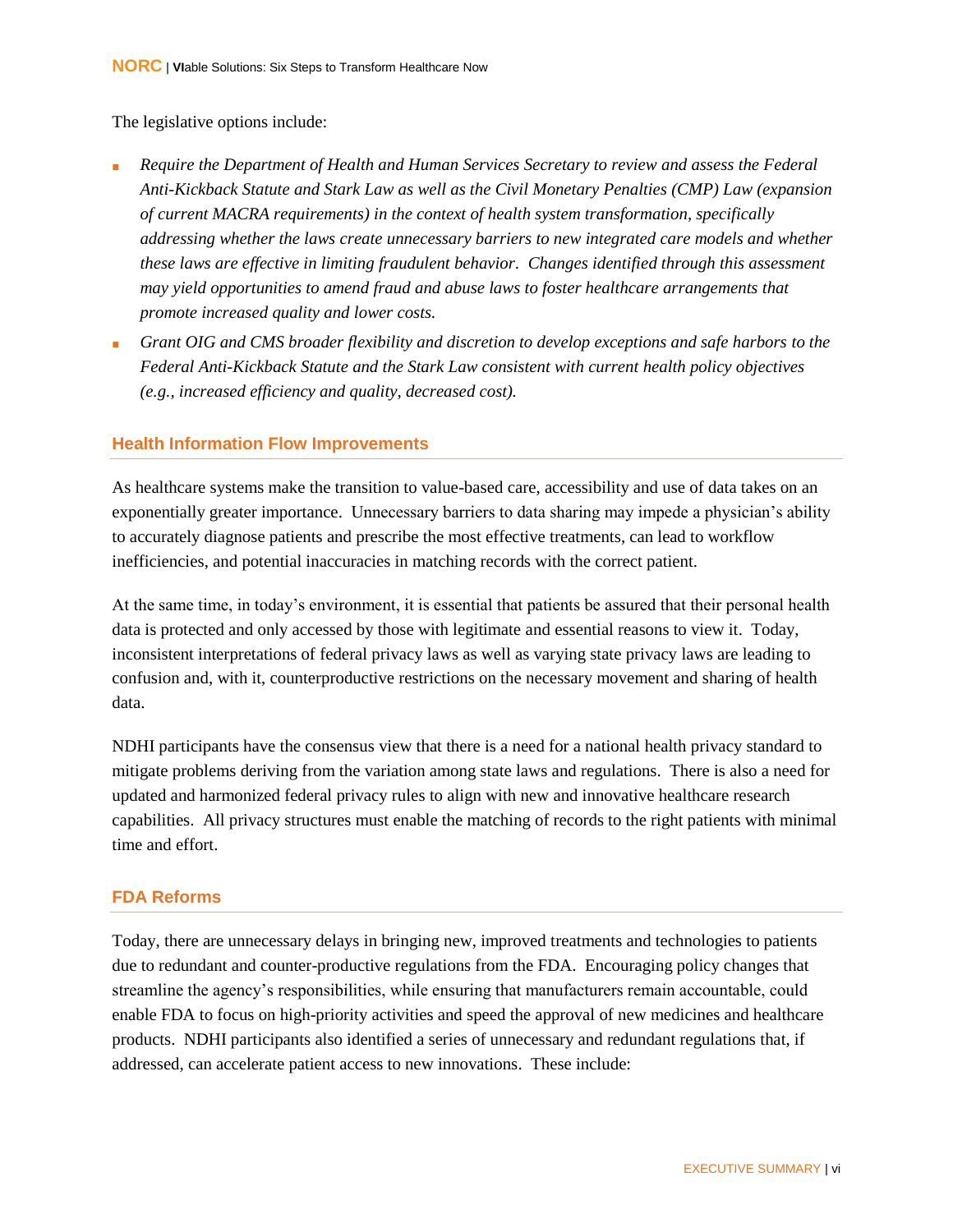The legislative options include:

- *Require the Department of Health and Human Services Secretary to review and assess the Federal Anti-Kickback Statute and Stark Law as well as the Civil Monetary Penalties (CMP) Law (expansion of current MACRA requirements) in the context of health system transformation, specifically addressing whether the laws create unnecessary barriers to new integrated care models and whether these laws are effective in limiting fraudulent behavior. Changes identified through this assessment may yield opportunities to amend fraud and abuse laws to foster healthcare arrangements that promote increased quality and lower costs.*
- *Grant OIG and CMS broader flexibility and discretion to develop exceptions and safe harbors to the Federal Anti-Kickback Statute and the Stark Law consistent with current health policy objectives (e.g., increased efficiency and quality, decreased cost).*

### Health Information Flow Improvements

As healthcare systems make the transition to value-based care, accessibility and use of data takes on an exponentially greater importance. Unnecessary barriers to data sharing may impede a physician's ability to accurately diagnose patients and prescribe the most effective treatments, can lead to workflow inefficiencies, and potential inaccuracies in matching records with the correct patient.

At the same time, in today's environment, it is essential that patients be assured that their personal health data is protected and only accessed by those with legitimate and essential reasons to view it. Today, inconsistent interpretations of federal privacy laws as well as varying state privacy laws are leading to confusion and, with it, counterproductive restrictions on the necessary movement and sharing of health data.

NDHI participants have the consensus view that there is a need for a national health privacy standard to mitigate problems deriving from the variation among state laws and regulations. There is also a need for updated and harmonized federal privacy rules to align with new and innovative healthcare research capabilities. All privacy structures must enable the matching of records to the right patients with minimal time and effort.

### FDA Reforms

Today, there are unnecessary delays in bringing new, improved treatments and technologies to patients due to redundant and counter-productive regulations from the FDA. Encouraging policy changes that streamline the agency's responsibilities, while ensuring that manufacturers remain accountable, could enable FDA to focus on high-priority activities and speed the approval of new medicines and healthcare products. NDHI participants also identified a series of unnecessary and redundant regulations that, if addressed, can accelerate patient access to new innovations. These include: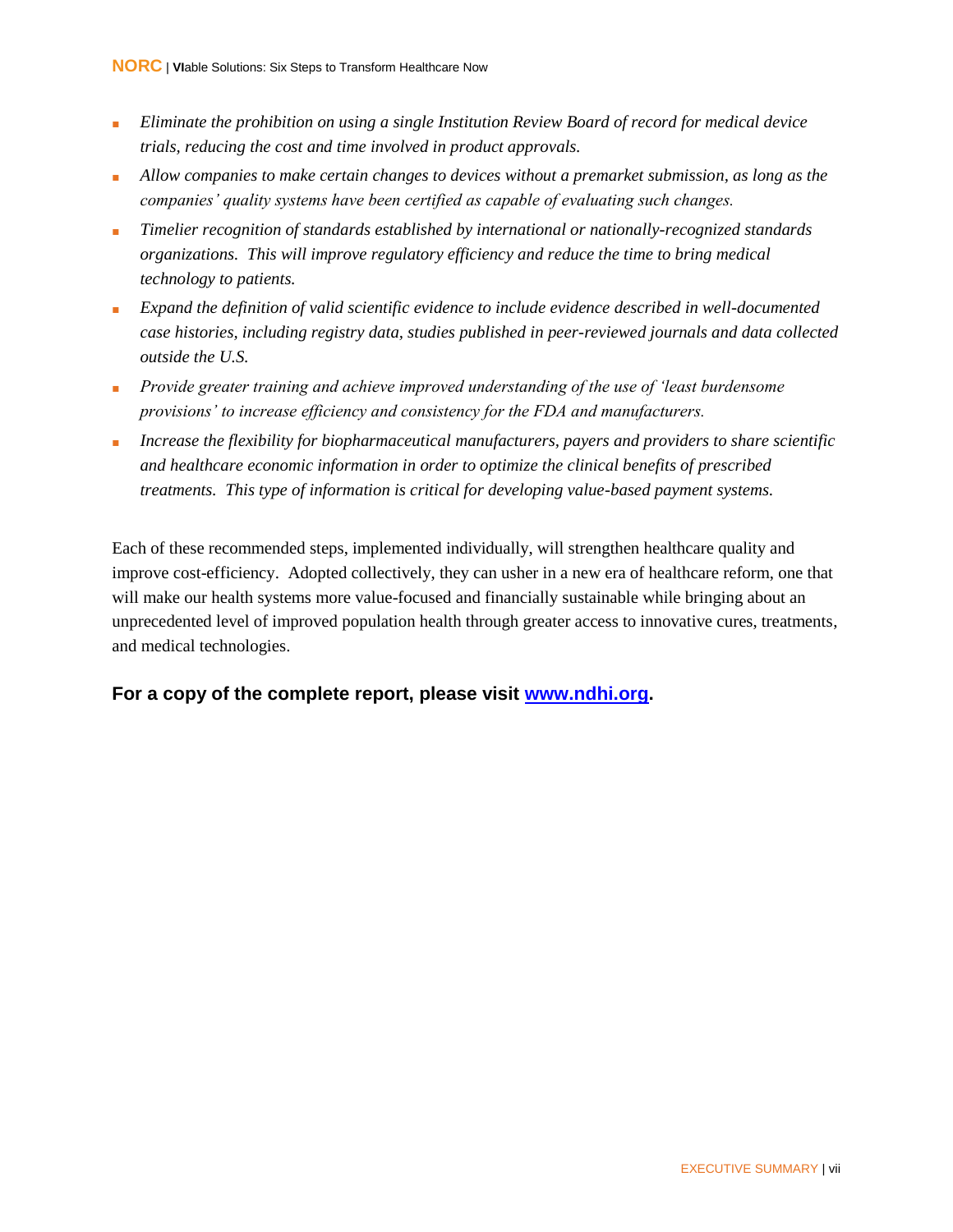- *Eliminate the prohibition on using a single Institution Review Board of record for medical device trials, reducing the cost and time involved in product approvals.*
- *Allow companies to make certain changes to devices without a premarket submission, as long as the companies' quality systems have been certified as capable of evaluating such changes.*
- *Timelier recognition of standards established by international or nationally-recognized standards organizations. This will improve regulatory efficiency and reduce the time to bring medical technology to patients.*
- *Expand the definition of valid scientific evidence to include evidence described in well-documented case histories, including registry data, studies published in peer-reviewed journals and data collected outside the U.S.*
- *Provide greater training and achieve improved understanding of the use of 'least burdensome provisions' to increase efficiency and consistency for the FDA and manufacturers.*
- *Increase the flexibility for biopharmaceutical manufacturers, payers and providers to share scientific and healthcare economic information in order to optimize the clinical benefits of prescribed treatments. This type of information is critical for developing value-based payment systems.*

Each of these recommended steps, implemented individually, will strengthen healthcare quality and improve cost-efficiency. Adopted collectively, they can usher in a new era of healthcare reform, one that will make our health systems more value-focused and financially sustainable while bringing about an unprecedented level of improved population health through greater access to innovative cures, treatments, and medical technologies.

**For a copy of the complete report, please visit [www.ndhi.org](http://www.ndhi.org).**